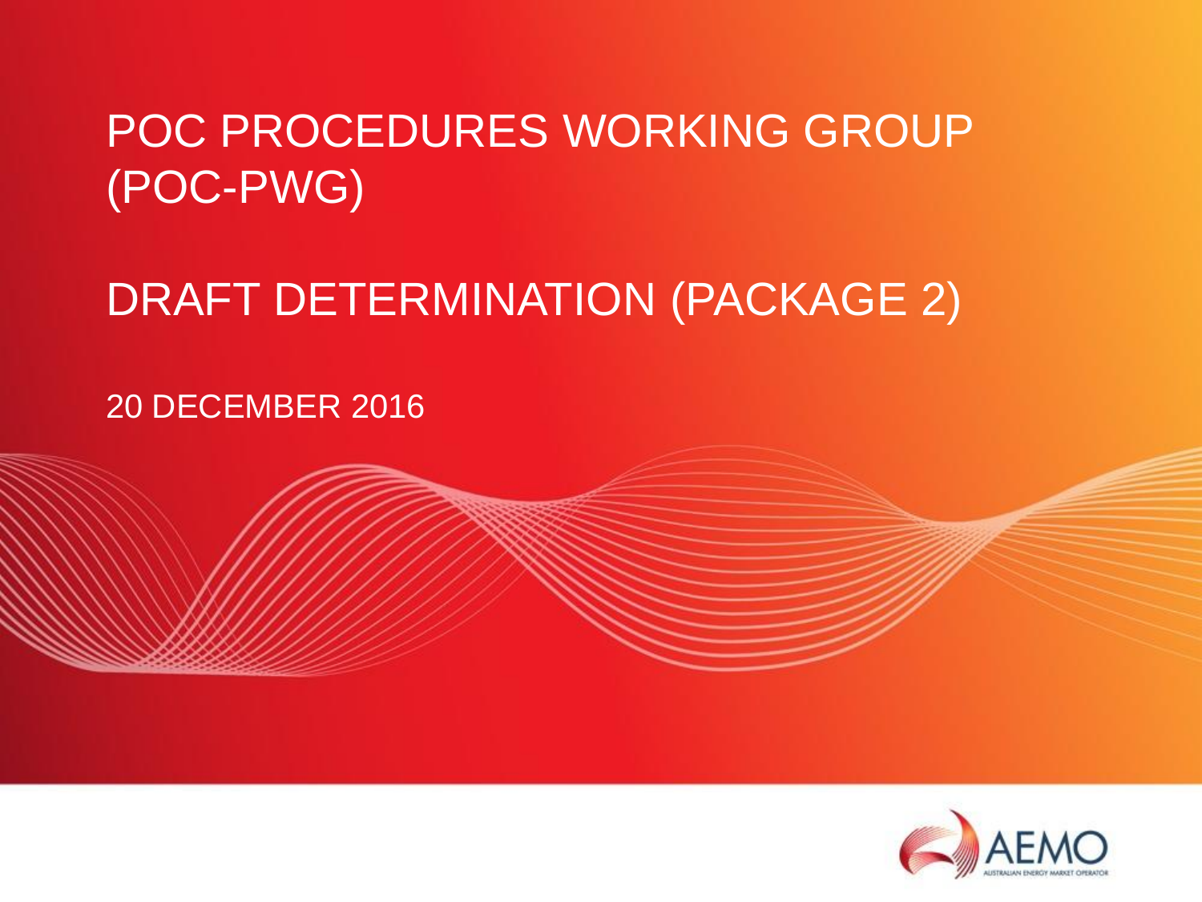# POC PROCEDURES WORKING GROUP (POC-PWG)

## DRAFT DETERMINATION (PACKAGE 2)

20 DECEMBER 2016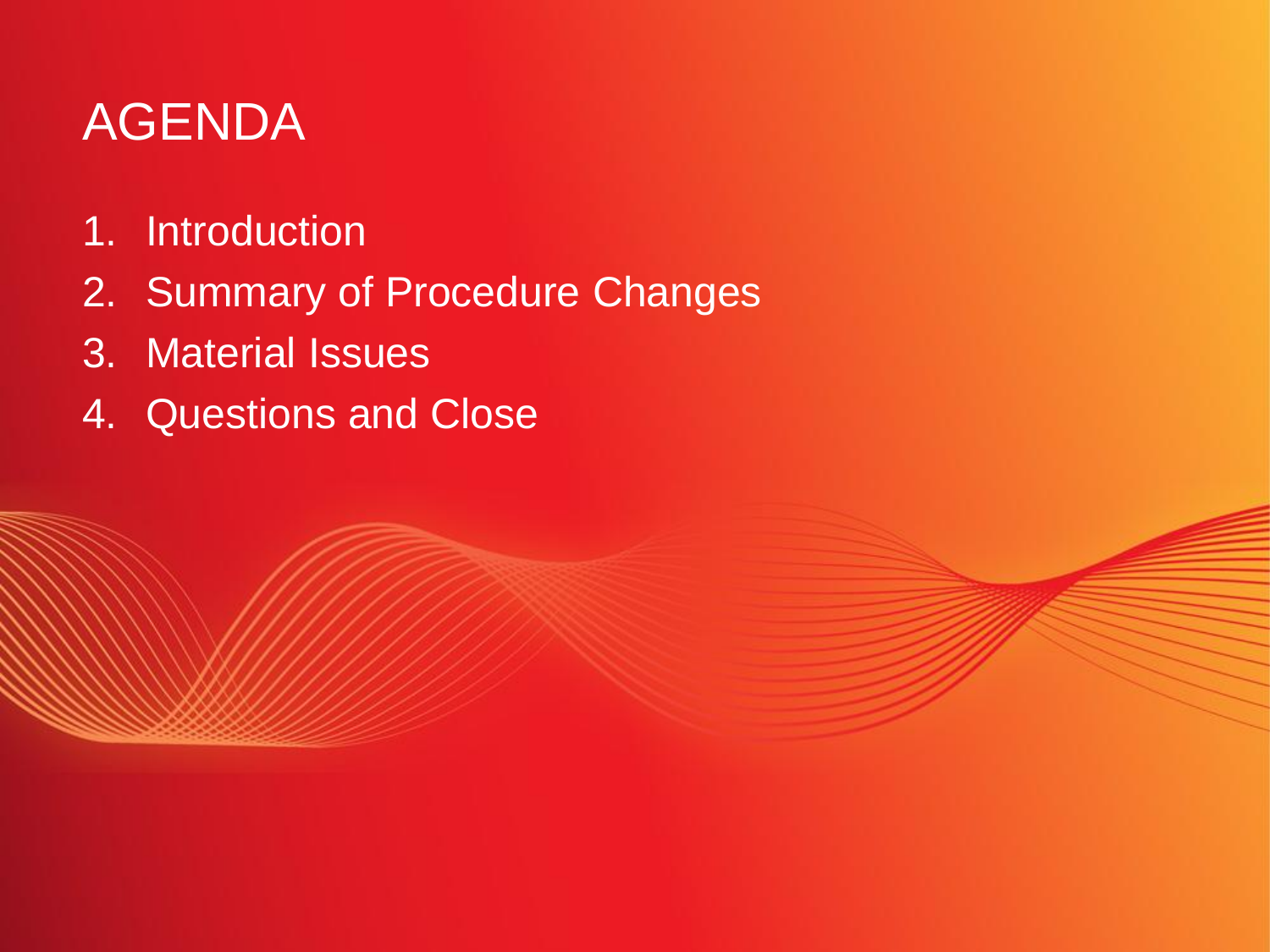# AGENDA

1. Introduction
2. Summary of Procedure Changes
3. Material Issues
4. Questions and Close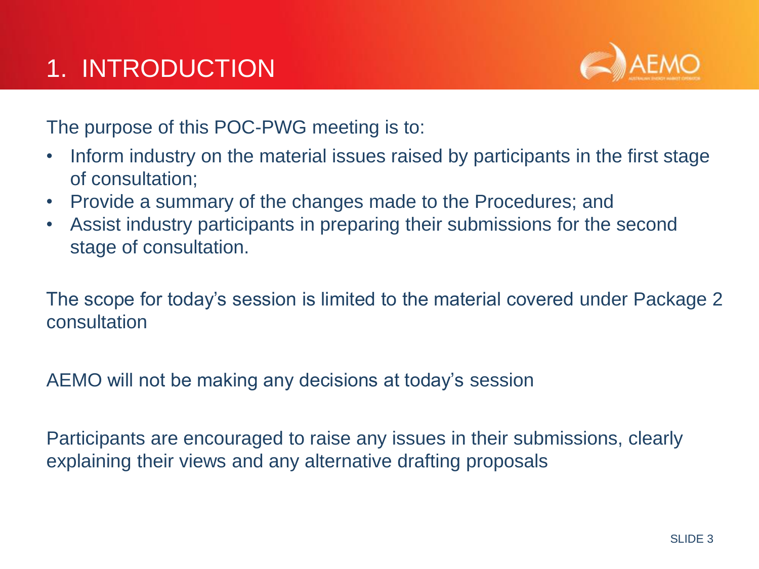# 1. INTRODUCTION

The purpose of this POC-PWG meeting is to:

- Inform industry on the material issues raised by participants in the first stage of consultation;
- Provide a summary of the changes made to the Procedures; and
- Assist industry participants in preparing their submissions for the second stage of consultation.

The scope for today's session is limited to the material covered under Package 2 consultation

AEMO will not be making any decisions at today's session

Participants are encouraged to raise any issues in their submissions, clearly explaining their views and any alternative drafting proposals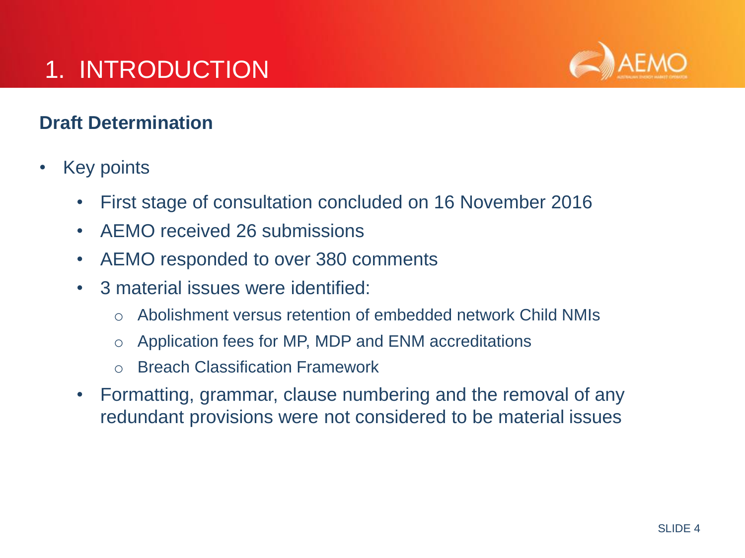# 1. INTRODUCTION

## Draft Determination

- Key points
  - First stage of consultation concluded on 16 November 2016
  - AEMO received 26 submissions
  - AEMO responded to over 380 comments
  - 3 material issues were identified:
    - Abolishment versus retention of embedded network Child NMIs
    - Application fees for MP, MDP and ENM accreditations
    - Breach Classification Framework
  - Formatting, grammar, clause numbering and the removal of any redundant provisions were not considered to be material issues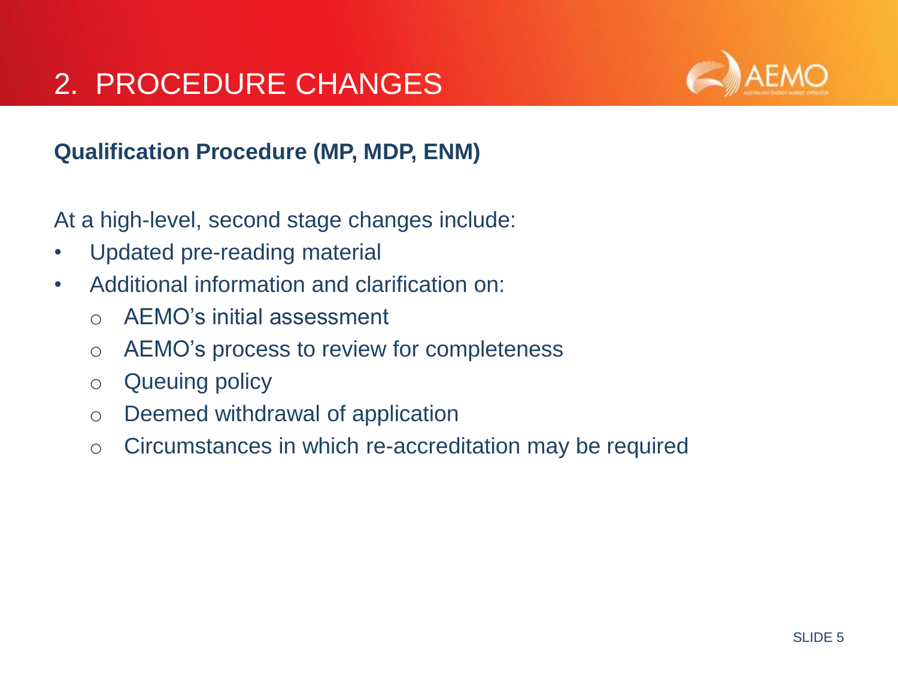# 2. PROCEDURE CHANGES

## Qualification Procedure (MP, MDP, ENM)

At a high-level, second stage changes include:

- Updated pre-reading material
- Additional information and clarification on:
  - AEMO's initial assessment
  - AEMO's process to review for completeness
  - Queuing policy
  - Deemed withdrawal of application
  - Circumstances in which re-accreditation may be required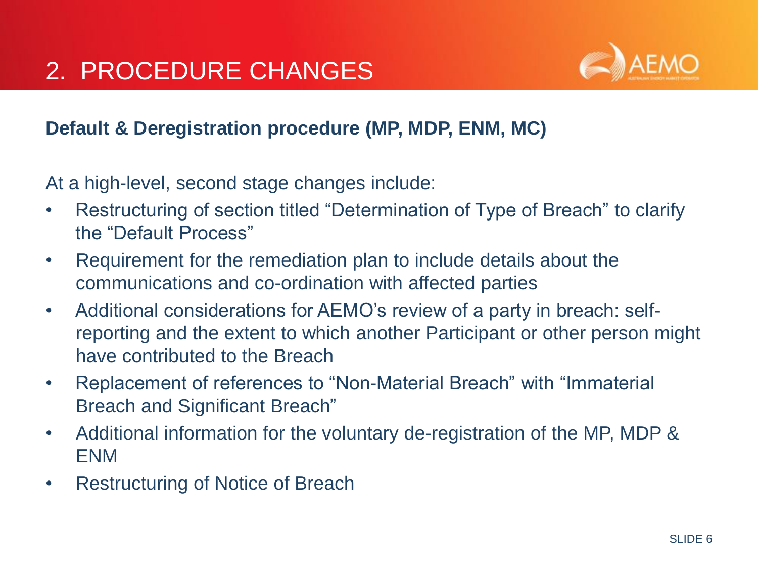# 2. PROCEDURE CHANGES

**Default & Deregistration procedure (MP, MDP, ENM, MC)**

At a high-level, second stage changes include:

- Restructuring of section titled "Determination of Type of Breach" to clarify the "Default Process"
- Requirement for the remediation plan to include details about the communications and co-ordination with affected parties
- Additional considerations for AEMO's review of a party in breach: self-reporting and the extent to which another Participant or other person might have contributed to the Breach
- Replacement of references to "Non-Material Breach" with "Immaterial Breach and Significant Breach"
- Additional information for the voluntary de-registration of the MP, MDP & ENM
- Restructuring of Notice of Breach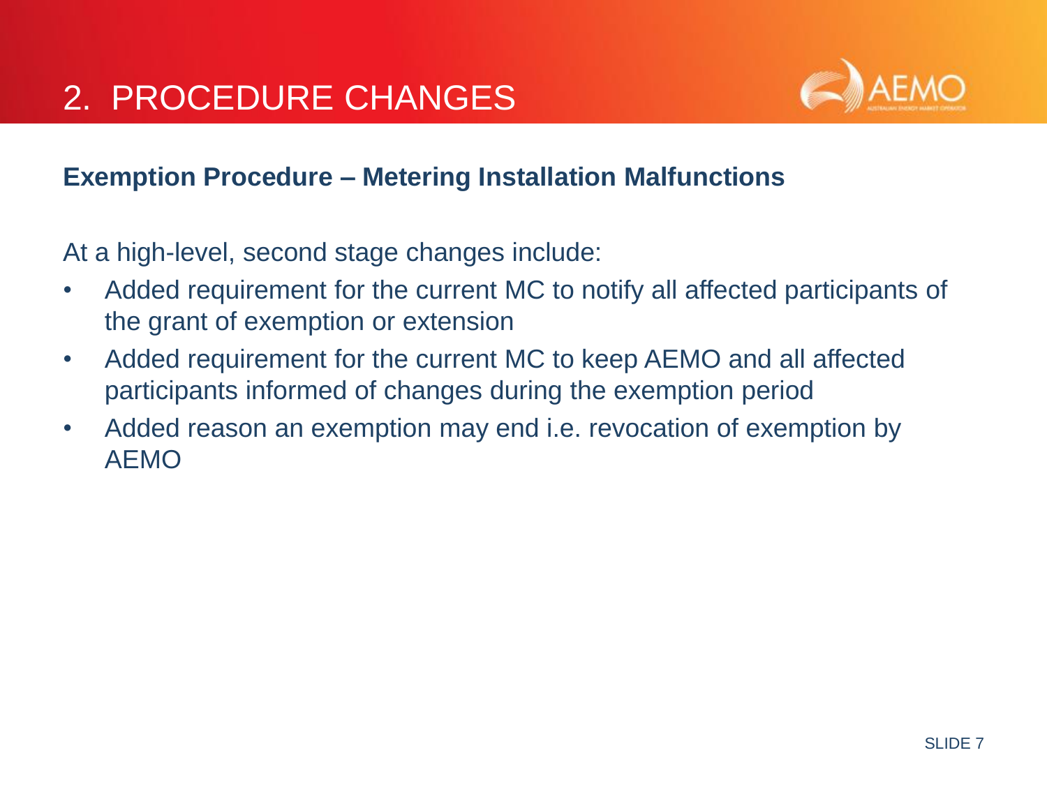# 2. PROCEDURE CHANGES

## Exemption Procedure – Metering Installation Malfunctions

At a high-level, second stage changes include:

- Added requirement for the current MC to notify all affected participants of the grant of exemption or extension
- Added requirement for the current MC to keep AEMO and all affected participants informed of changes during the exemption period
- Added reason an exemption may end i.e. revocation of exemption by AEMO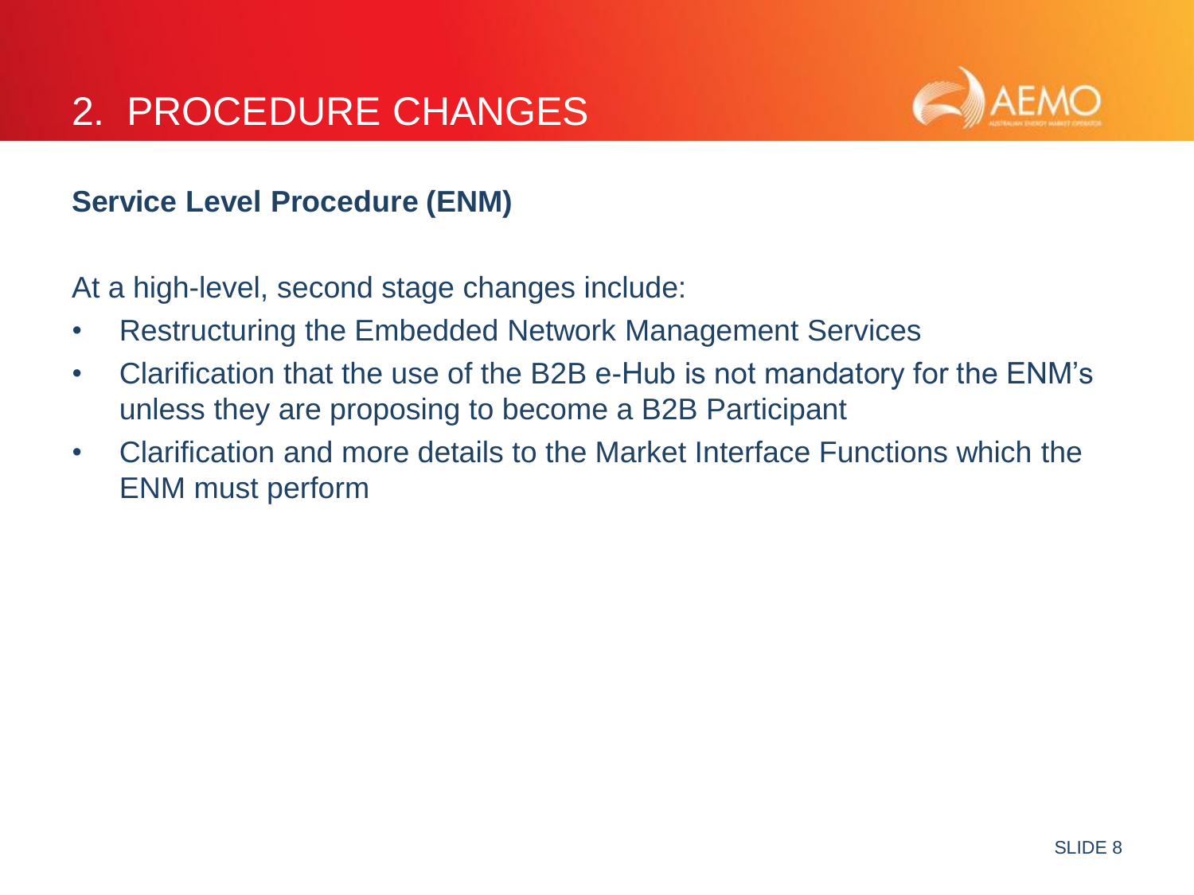# 2. PROCEDURE CHANGES

**Service Level Procedure (ENM)**

At a high-level, second stage changes include:

- Restructuring the Embedded Network Management Services
- Clarification that the use of the B2B e-Hub is not mandatory for the ENM's unless they are proposing to become a B2B Participant
- Clarification and more details to the Market Interface Functions which the ENM must perform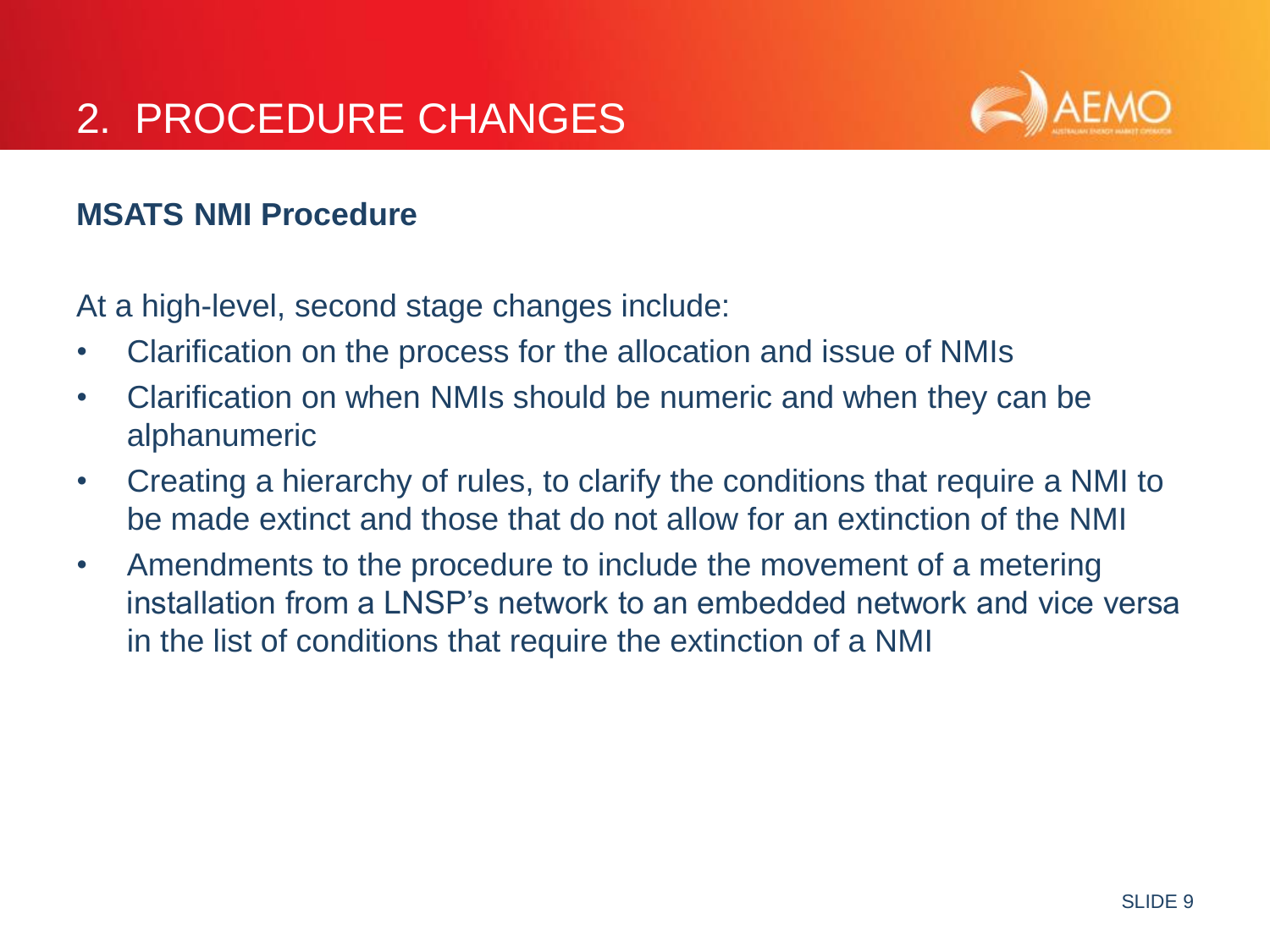# 2. PROCEDURE CHANGES

## MSATS NMI Procedure

At a high-level, second stage changes include:

- Clarification on the process for the allocation and issue of NMIs
- Clarification on when NMIs should be numeric and when they can be alphanumeric
- Creating a hierarchy of rules, to clarify the conditions that require a NMI to be made extinct and those that do not allow for an extinction of the NMI
- Amendments to the procedure to include the movement of a metering installation from a LNSP's network to an embedded network and vice versa in the list of conditions that require the extinction of a NMI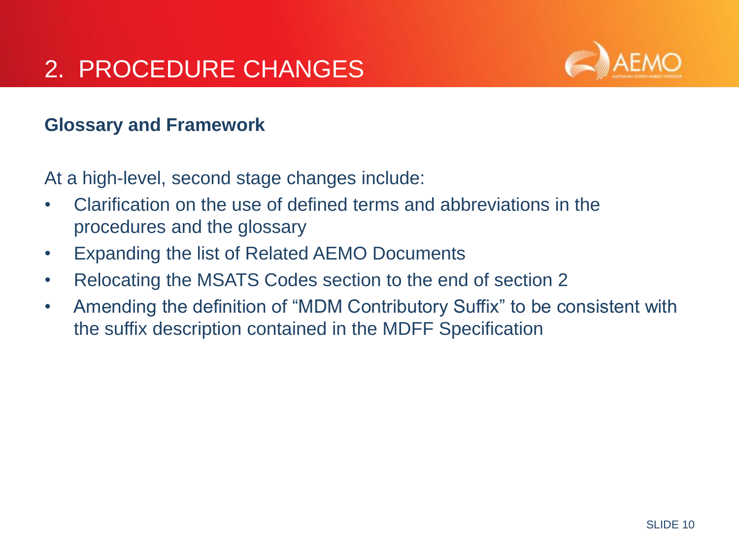# 2. PROCEDURE CHANGES

**Glossary and Framework**

At a high-level, second stage changes include:

- Clarification on the use of defined terms and abbreviations in the procedures and the glossary
- Expanding the list of Related AEMO Documents
- Relocating the MSATS Codes section to the end of section 2
- Amending the definition of "MDM Contributory Suffix" to be consistent with the suffix description contained in the MDFF Specification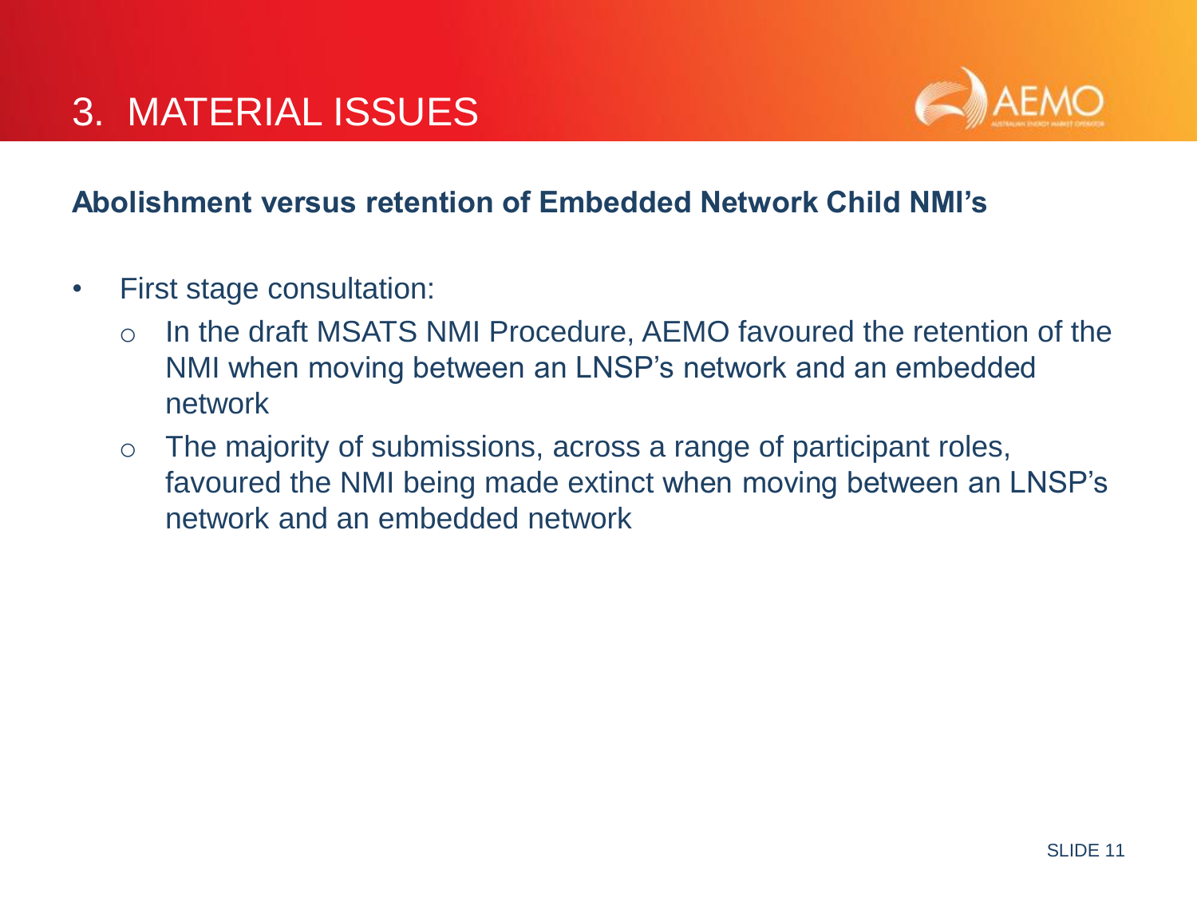# 3. MATERIAL ISSUES

**Abolishment versus retention of Embedded Network Child NMI's**

- First stage consultation:
  - In the draft MSATS NMI Procedure, AEMO favoured the retention of the NMI when moving between an LNSP's network and an embedded network
  - The majority of submissions, across a range of participant roles, favoured the NMI being made extinct when moving between an LNSP's network and an embedded network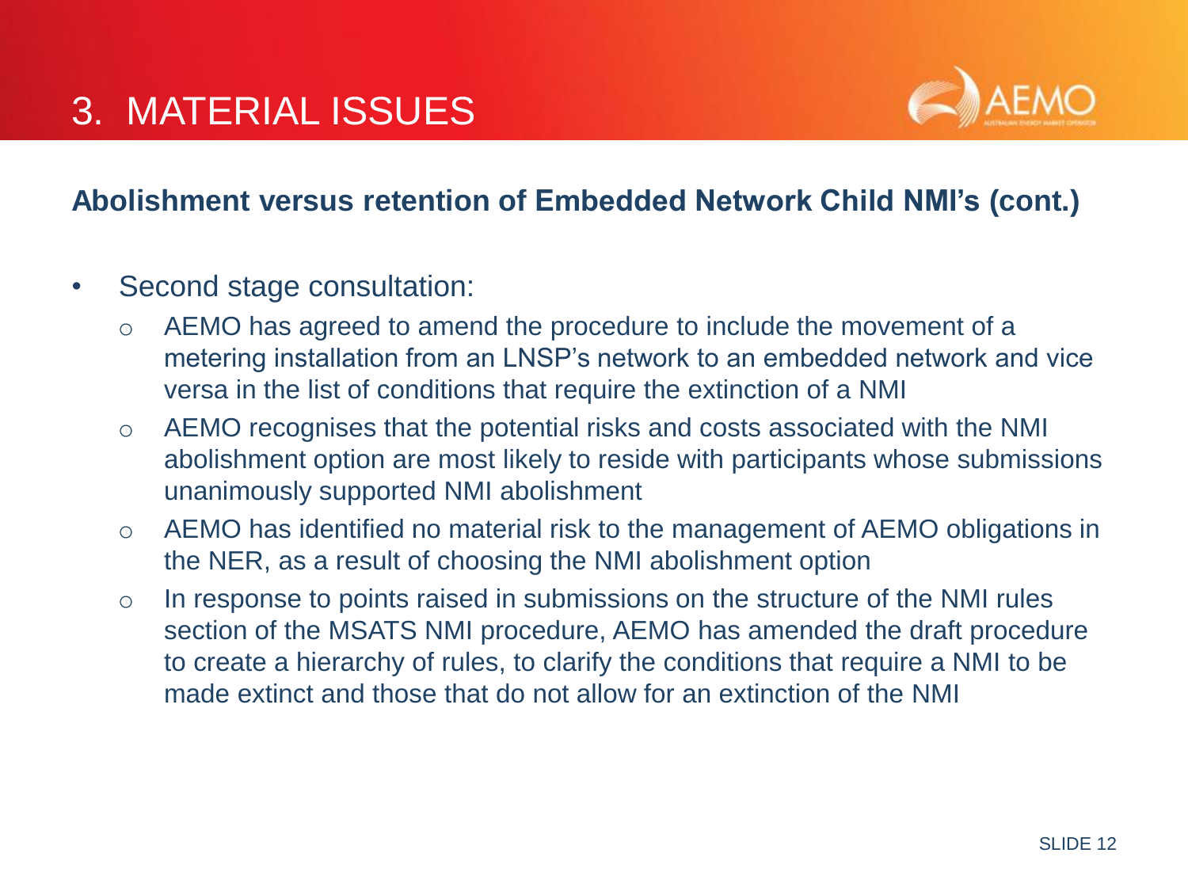# 3. MATERIAL ISSUES

## Abolishment versus retention of Embedded Network Child NMI's (cont.)

- Second stage consultation:
  - AEMO has agreed to amend the procedure to include the movement of a metering installation from an LNSP's network to an embedded network and vice versa in the list of conditions that require the extinction of a NMI
  - AEMO recognises that the potential risks and costs associated with the NMI abolishment option are most likely to reside with participants whose submissions unanimously supported NMI abolishment
  - AEMO has identified no material risk to the management of AEMO obligations in the NER, as a result of choosing the NMI abolishment option
  - In response to points raised in submissions on the structure of the NMI rules section of the MSATS NMI procedure, AEMO has amended the draft procedure to create a hierarchy of rules, to clarify the conditions that require a NMI to be made extinct and those that do not allow for an extinction of the NMI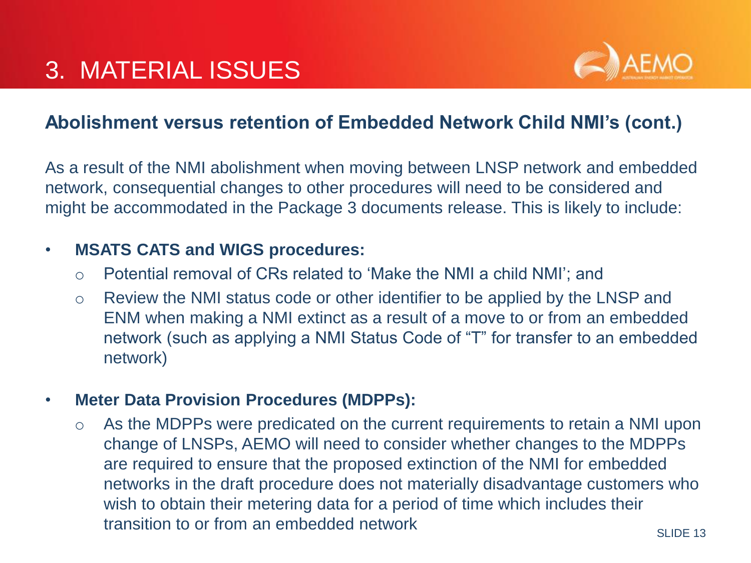# 3. MATERIAL ISSUES

## Abolishment versus retention of Embedded Network Child NMI's (cont.)

As a result of the NMI abolishment when moving between LNSP network and embedded network, consequential changes to other procedures will need to be considered and might be accommodated in the Package 3 documents release. This is likely to include:

- **MSATS CATS and WIGS procedures:**
  - Potential removal of CRs related to 'Make the NMI a child NMI'; and
  - Review the NMI status code or other identifier to be applied by the LNSP and ENM when making a NMI extinct as a result of a move to or from an embedded network (such as applying a NMI Status Code of "T" for transfer to an embedded network)
- **Meter Data Provision Procedures (MDPPs):**
  - As the MDPPs were predicated on the current requirements to retain a NMI upon change of LNSPs, AEMO will need to consider whether changes to the MDPPs are required to ensure that the proposed extinction of the NMI for embedded networks in the draft procedure does not materially disadvantage customers who wish to obtain their metering data for a period of time which includes their transition to or from an embedded network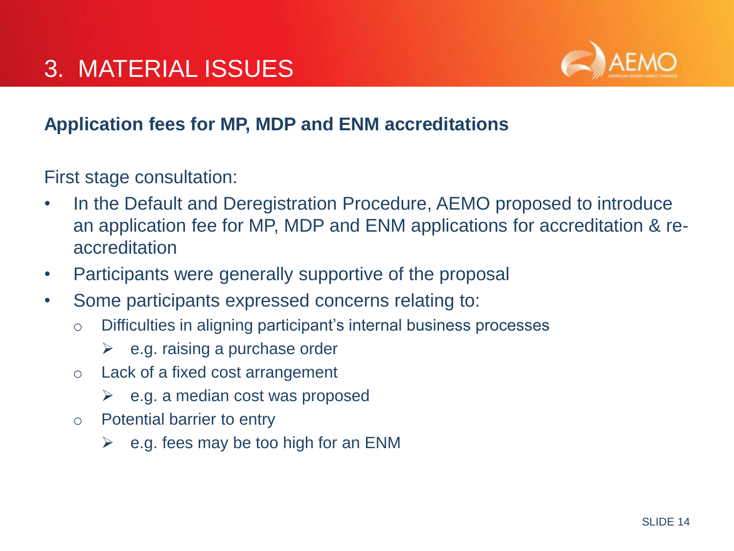# 3. MATERIAL ISSUES

**Application fees for MP, MDP and ENM accreditations**

First stage consultation:

- In the Default and Deregistration Procedure, AEMO proposed to introduce an application fee for MP, MDP and ENM applications for accreditation & re-accreditation
- Participants were generally supportive of the proposal
- Some participants expressed concerns relating to:
  - Difficulties in aligning participant's internal business processes
    - e.g. raising a purchase order
  - Lack of a fixed cost arrangement
    - e.g. a median cost was proposed
  - Potential barrier to entry
    - e.g. fees may be too high for an ENM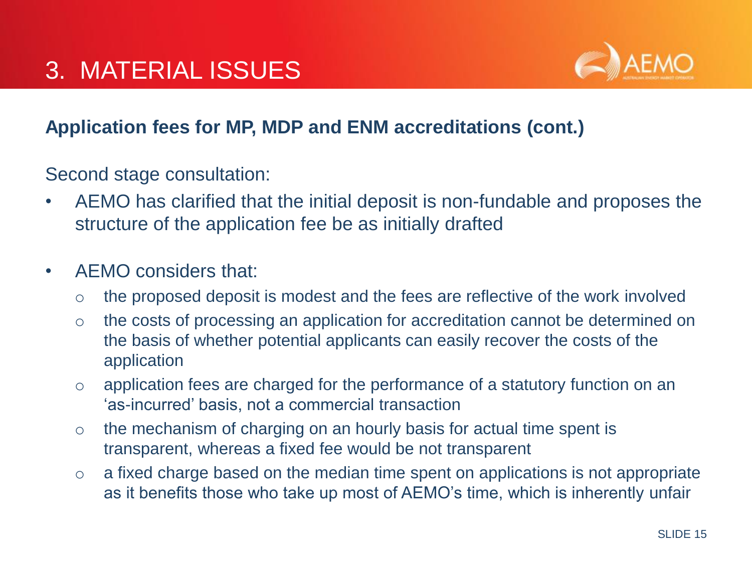# 3. MATERIAL ISSUES

## Application fees for MP, MDP and ENM accreditations (cont.)

Second stage consultation:

- AEMO has clarified that the initial deposit is non-fundable and proposes the structure of the application fee be as initially drafted
- AEMO considers that:
  - the proposed deposit is modest and the fees are reflective of the work involved
  - the costs of processing an application for accreditation cannot be determined on the basis of whether potential applicants can easily recover the costs of the application
  - application fees are charged for the performance of a statutory function on an 'as-incurred' basis, not a commercial transaction
  - the mechanism of charging on an hourly basis for actual time spent is transparent, whereas a fixed fee would be not transparent
  - a fixed charge based on the median time spent on applications is not appropriate as it benefits those who take up most of AEMO's time, which is inherently unfair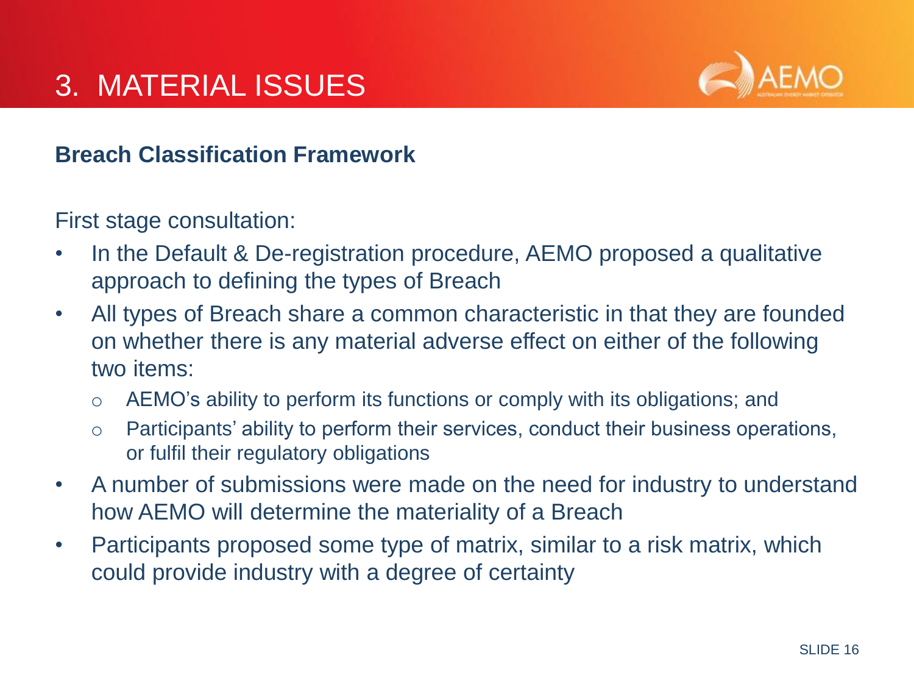# 3. MATERIAL ISSUES

## Breach Classification Framework

First stage consultation:

- In the Default & De-registration procedure, AEMO proposed a qualitative approach to defining the types of Breach
- All types of Breach share a common characteristic in that they are founded on whether there is any material adverse effect on either of the following two items:
  - AEMO's ability to perform its functions or comply with its obligations; and
  - Participants' ability to perform their services, conduct their business operations, or fulfil their regulatory obligations
- A number of submissions were made on the need for industry to understand how AEMO will determine the materiality of a Breach
- Participants proposed some type of matrix, similar to a risk matrix, which could provide industry with a degree of certainty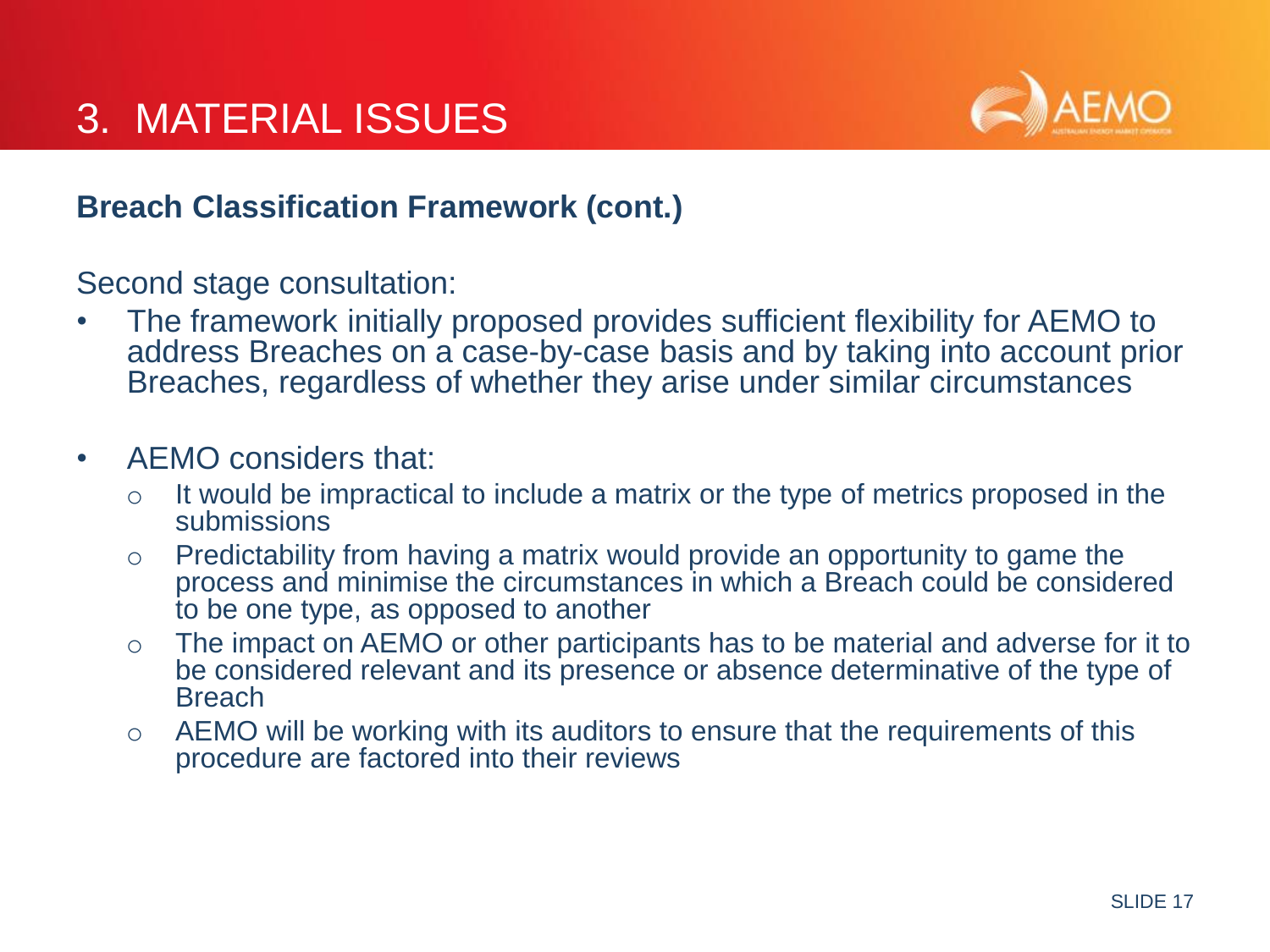# 3. MATERIAL ISSUES

## Breach Classification Framework (cont.)

Second stage consultation:

- The framework initially proposed provides sufficient flexibility for AEMO to address Breaches on a case-by-case basis and by taking into account prior Breaches, regardless of whether they arise under similar circumstances

- AEMO considers that:
  - It would be impractical to include a matrix or the type of metrics proposed in the submissions
  - Predictability from having a matrix would provide an opportunity to game the process and minimise the circumstances in which a Breach could be considered to be one type, as opposed to another
  - The impact on AEMO or other participants has to be material and adverse for it to be considered relevant and its presence or absence determinative of the type of Breach
  - AEMO will be working with its auditors to ensure that the requirements of this procedure are factored into their reviews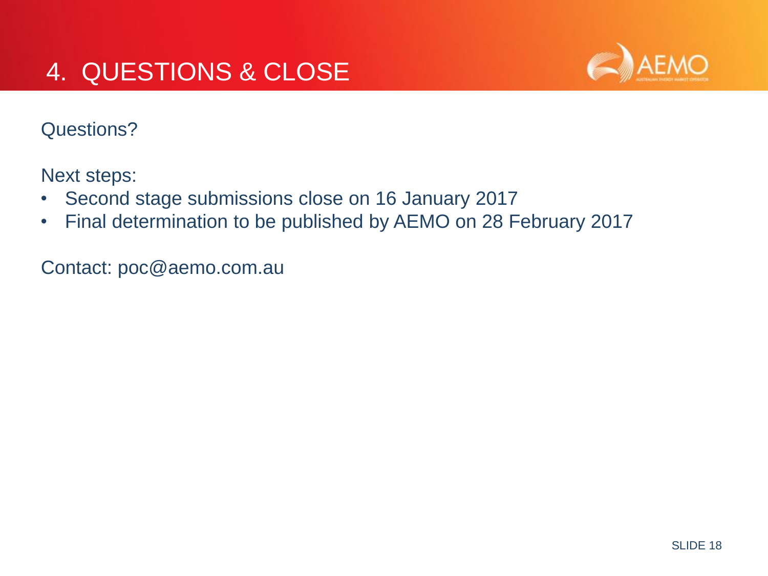# 4. QUESTIONS & CLOSE

Questions?

Next steps:

- Second stage submissions close on 16 January 2017
- Final determination to be published by AEMO on 28 February 2017

Contact: poc@aemo.com.au